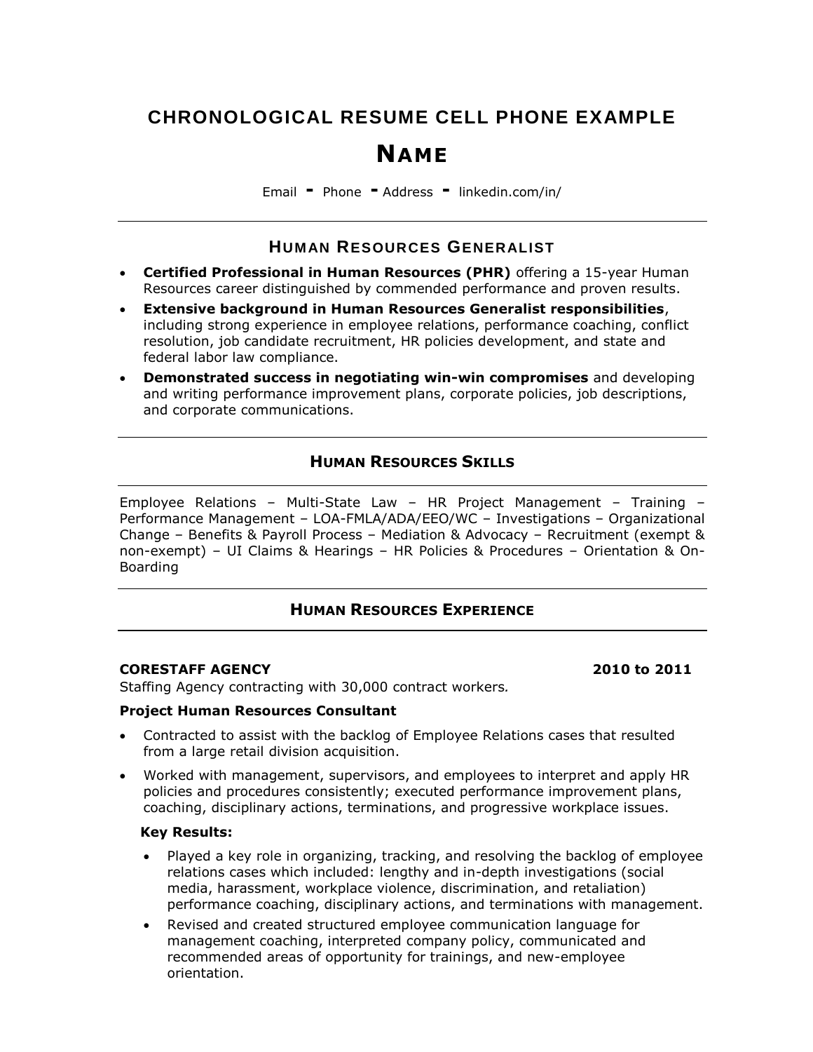# CHRONOLOGICAL RESUME CELL PHONE EXAMPLE

# NAME

Email - Phone - Address - linkedin.com/in/

## HUMAN RESOURCES GENERALIST

- **Certified Professional in Human Resources (PHR)** offering a 15-year Human Resources career distinguished by commended performance and proven results.
- **Extensive background in Human Resources Generalist responsibilities**, including strong experience in employee relations, performance coaching, conflict resolution, job candidate recruitment, HR policies development, and state and federal labor law compliance.
- **Demonstrated success in negotiating win-win compromises** and developing and writing performance improvement plans, corporate policies, job descriptions, and corporate communications.

## HUMAN RESOURCES SKILLS

Employee Relations – Multi-State Law – HR Project Management – Training – Performance Management – LOA-FMLA/ADA/EEO/WC – Investigations – Organizational Change – Benefits & Payroll Process – Mediation & Advocacy – Recruitment (exempt & non-exempt) – UI Claims & Hearings – HR Policies & Procedures – Orientation & On-Boarding

## HUMAN RESOURCES EXPERIENCE

**CORESTAFF AGENCY** **2010 to 2011**

Staffing Agency contracting with 30,000 contract workers*.*

**Project Human Resources Consultant**

- Contracted to assist with the backlog of Employee Relations cases that resulted from a large retail division acquisition.
- Worked with management, supervisors, and employees to interpret and apply HR policies and procedures consistently; executed performance improvement plans, coaching, disciplinary actions, terminations, and progressive workplace issues.

**Key Results:**

- Played a key role in organizing, tracking, and resolving the backlog of employee relations cases which included: lengthy and in-depth investigations (social media, harassment, workplace violence, discrimination, and retaliation) performance coaching, disciplinary actions, and terminations with management.
- Revised and created structured employee communication language for management coaching, interpreted company policy, communicated and recommended areas of opportunity for trainings, and new-employee orientation.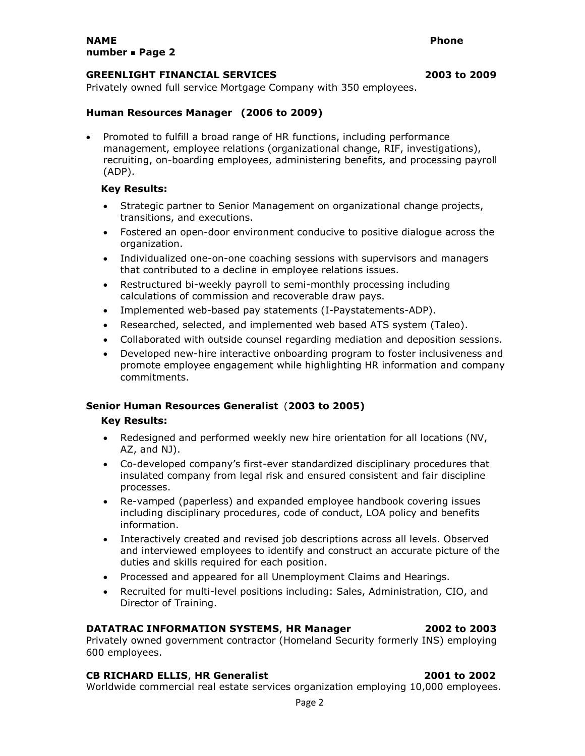### GREENLIGHT FINANCIAL SERVICES — 2003 to 2009

Privately owned full service Mortgage Company with 350 employees.

#### Human Resources Manager (2006 to 2009)

- Promoted to fulfill a broad range of HR functions, including performance management, employee relations (organizational change, RIF, investigations), recruiting, on-boarding employees, administering benefits, and processing payroll (ADP).

**Key Results:**

- Strategic partner to Senior Management on organizational change projects, transitions, and executions.
- Fostered an open-door environment conducive to positive dialogue across the organization.
- Individualized one-on-one coaching sessions with supervisors and managers that contributed to a decline in employee relations issues.
- Restructured bi-weekly payroll to semi-monthly processing including calculations of commission and recoverable draw pays.
- Implemented web-based pay statements (I-Paystatements-ADP).
- Researched, selected, and implemented web based ATS system (Taleo).
- Collaborated with outside counsel regarding mediation and deposition sessions.
- Developed new-hire interactive onboarding program to foster inclusiveness and promote employee engagement while highlighting HR information and company commitments.

#### Senior Human Resources Generalist (2003 to 2005)

**Key Results:**

- Redesigned and performed weekly new hire orientation for all locations (NV, AZ, and NJ).
- Co-developed company's first-ever standardized disciplinary procedures that insulated company from legal risk and ensured consistent and fair discipline processes.
- Re-vamped (paperless) and expanded employee handbook covering issues including disciplinary procedures, code of conduct, LOA policy and benefits information.
- Interactively created and revised job descriptions across all levels. Observed and interviewed employees to identify and construct an accurate picture of the duties and skills required for each position.
- Processed and appeared for all Unemployment Claims and Hearings.
- Recruited for multi-level positions including: Sales, Administration, CIO, and Director of Training.

### DATATRAC INFORMATION SYSTEMS, HR Manager — 2002 to 2003

Privately owned government contractor (Homeland Security formerly INS) employing 600 employees.

### CB RICHARD ELLIS, HR Generalist — 2001 to 2002

Worldwide commercial real estate services organization employing 10,000 employees.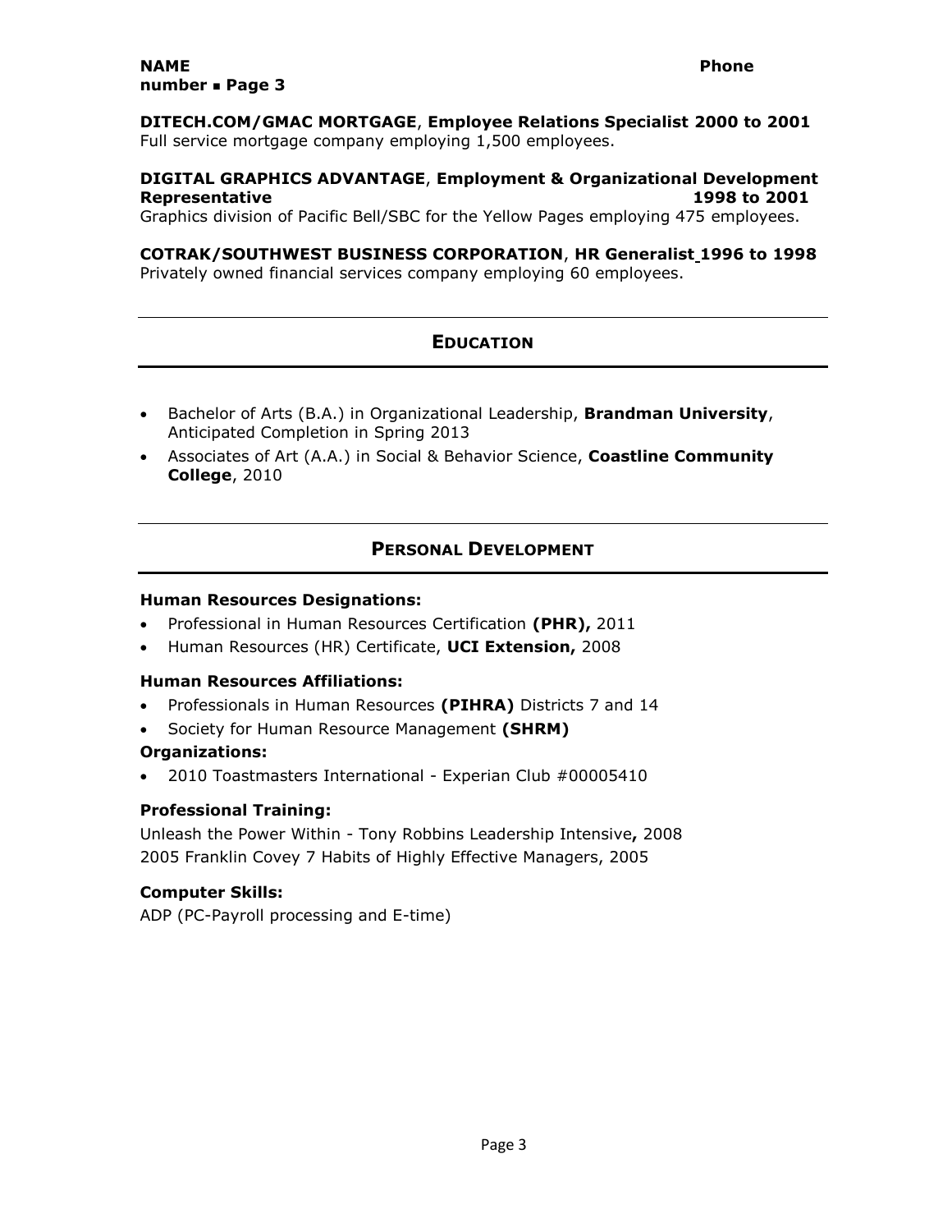**DITECH.COM/GMAC MORTGAGE**, **Employee Relations Specialist 2000 to 2001**
Full service mortgage company employing 1,500 employees.

**DIGITAL GRAPHICS ADVANTAGE**, **Employment & Organizational Development Representative 1998 to 2001**
Graphics division of Pacific Bell/SBC for the Yellow Pages employing 475 employees.

**COTRAK/SOUTHWEST BUSINESS CORPORATION**, **HR Generalist 1996 to 1998**
Privately owned financial services company employing 60 employees.

## EDUCATION

- Bachelor of Arts (B.A.) in Organizational Leadership, **Brandman University**, Anticipated Completion in Spring 2013
- Associates of Art (A.A.) in Social & Behavior Science, **Coastline Community College**, 2010

## PERSONAL DEVELOPMENT

**Human Resources Designations:**

- Professional in Human Resources Certification **(PHR),** 2011
- Human Resources (HR) Certificate, **UCI Extension,** 2008

**Human Resources Affiliations:**

- Professionals in Human Resources **(PIHRA)** Districts 7 and 14
- Society for Human Resource Management **(SHRM)**

**Organizations:**

- 2010 Toastmasters International - Experian Club #00005410

**Professional Training:**

Unleash the Power Within - Tony Robbins Leadership Intensive**,** 2008
2005 Franklin Covey 7 Habits of Highly Effective Managers, 2005

**Computer Skills:**

ADP (PC-Payroll processing and E-time)